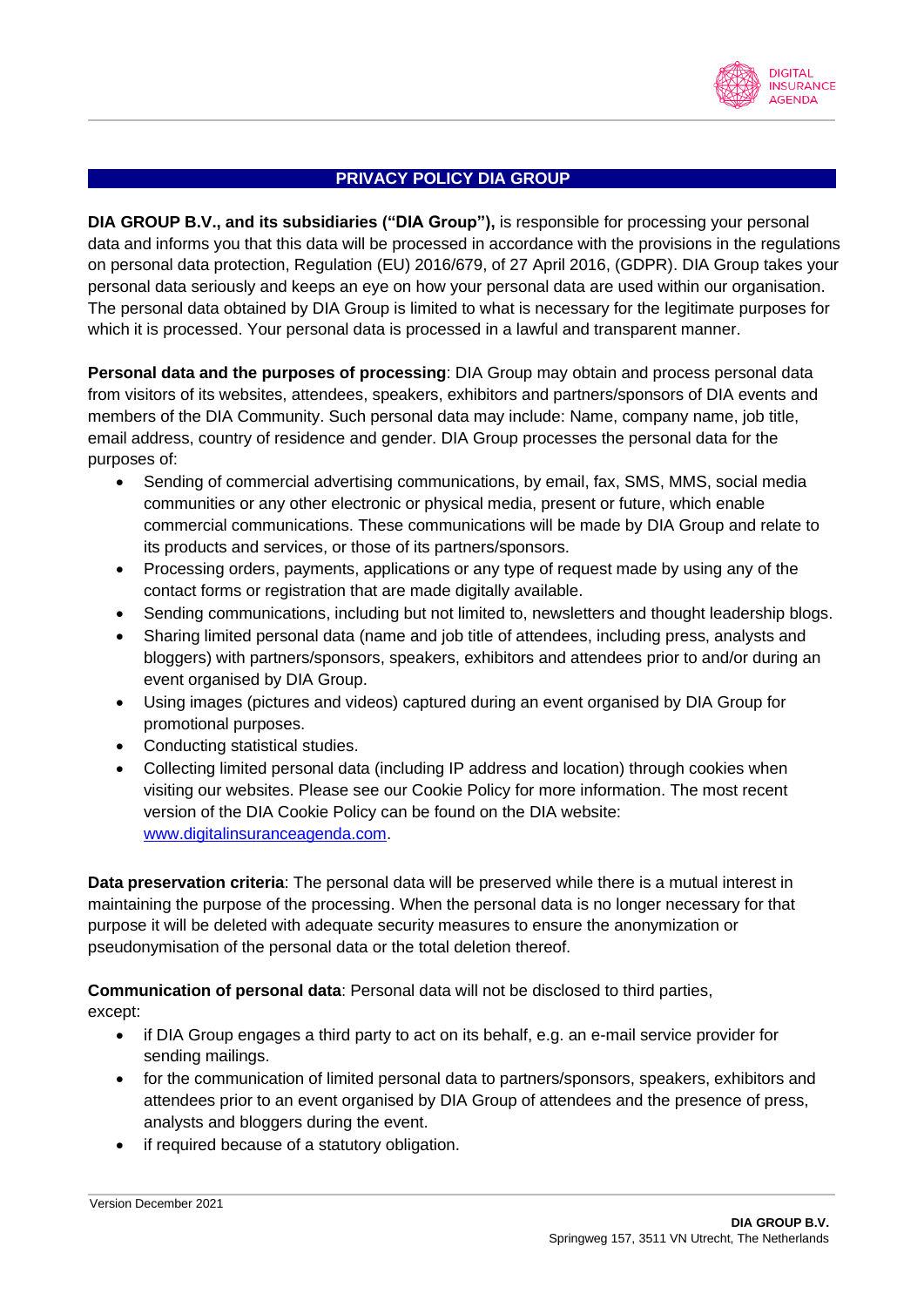# PRIVACY POLICY DIA GROUP

**DIA GROUP B.V., and its subsidiaries ("DIA Group"),** is responsible for processing your personal data and informs you that this data will be processed in accordance with the provisions in the regulations on personal data protection, Regulation (EU) 2016/679, of 27 April 2016, (GDPR). DIA Group takes your personal data seriously and keeps an eye on how your personal data are used within our organisation. The personal data obtained by DIA Group is limited to what is necessary for the legitimate purposes for which it is processed. Your personal data is processed in a lawful and transparent manner.

**Personal data and the purposes of processing**: DIA Group may obtain and process personal data from visitors of its websites, attendees, speakers, exhibitors and partners/sponsors of DIA events and members of the DIA Community. Such personal data may include: Name, company name, job title, email address, country of residence and gender. DIA Group processes the personal data for the purposes of:

- Sending of commercial advertising communications, by email, fax, SMS, MMS, social media communities or any other electronic or physical media, present or future, which enable commercial communications. These communications will be made by DIA Group and relate to its products and services, or those of its partners/sponsors.
- Processing orders, payments, applications or any type of request made by using any of the contact forms or registration that are made digitally available.
- Sending communications, including but not limited to, newsletters and thought leadership blogs.
- Sharing limited personal data (name and job title of attendees, including press, analysts and bloggers) with partners/sponsors, speakers, exhibitors and attendees prior to and/or during an event organised by DIA Group.
- Using images (pictures and videos) captured during an event organised by DIA Group for promotional purposes.
- Conducting statistical studies.
- Collecting limited personal data (including IP address and location) through cookies when visiting our websites. Please see our Cookie Policy for more information. The most recent version of the DIA Cookie Policy can be found on the DIA website: www.digitalinsuranceagenda.com.

**Data preservation criteria**: The personal data will be preserved while there is a mutual interest in maintaining the purpose of the processing. When the personal data is no longer necessary for that purpose it will be deleted with adequate security measures to ensure the anonymization or pseudonymisation of the personal data or the total deletion thereof.

**Communication of personal data**: Personal data will not be disclosed to third parties, except:

- if DIA Group engages a third party to act on its behalf, e.g. an e-mail service provider for sending mailings.
- for the communication of limited personal data to partners/sponsors, speakers, exhibitors and attendees prior to an event organised by DIA Group of attendees and the presence of press, analysts and bloggers during the event.
- if required because of a statutory obligation.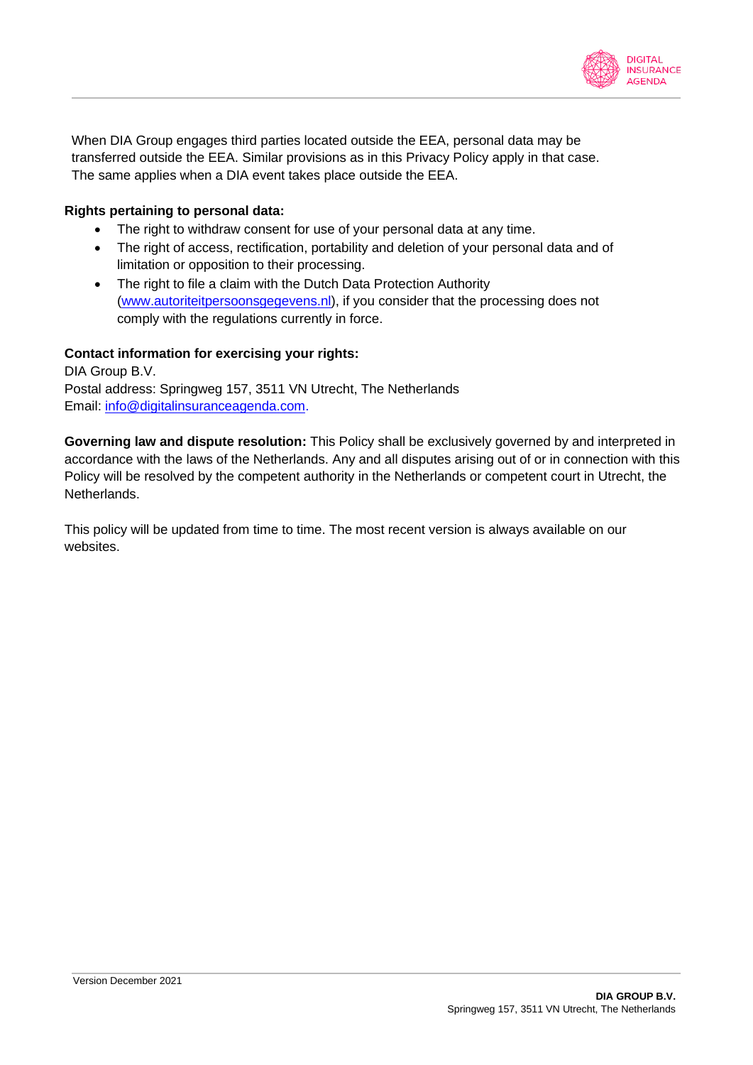When DIA Group engages third parties located outside the EEA, personal data may be transferred outside the EEA. Similar provisions as in this Privacy Policy apply in that case. The same applies when a DIA event takes place outside the EEA.

**Rights pertaining to personal data:**

- The right to withdraw consent for use of your personal data at any time.
- The right of access, rectification, portability and deletion of your personal data and of limitation or opposition to their processing.
- The right to file a claim with the Dutch Data Protection Authority (www.autoriteitpersoonsgegevens.nl), if you consider that the processing does not comply with the regulations currently in force.

**Contact information for exercising your rights:**

DIA Group B.V.
Postal address: Springweg 157, 3511 VN Utrecht, The Netherlands
Email: info@digitalinsuranceagenda.com.

**Governing law and dispute resolution:** This Policy shall be exclusively governed by and interpreted in accordance with the laws of the Netherlands. Any and all disputes arising out of or in connection with this Policy will be resolved by the competent authority in the Netherlands or competent court in Utrecht, the Netherlands.

This policy will be updated from time to time. The most recent version is always available on our websites.

Version December 2021